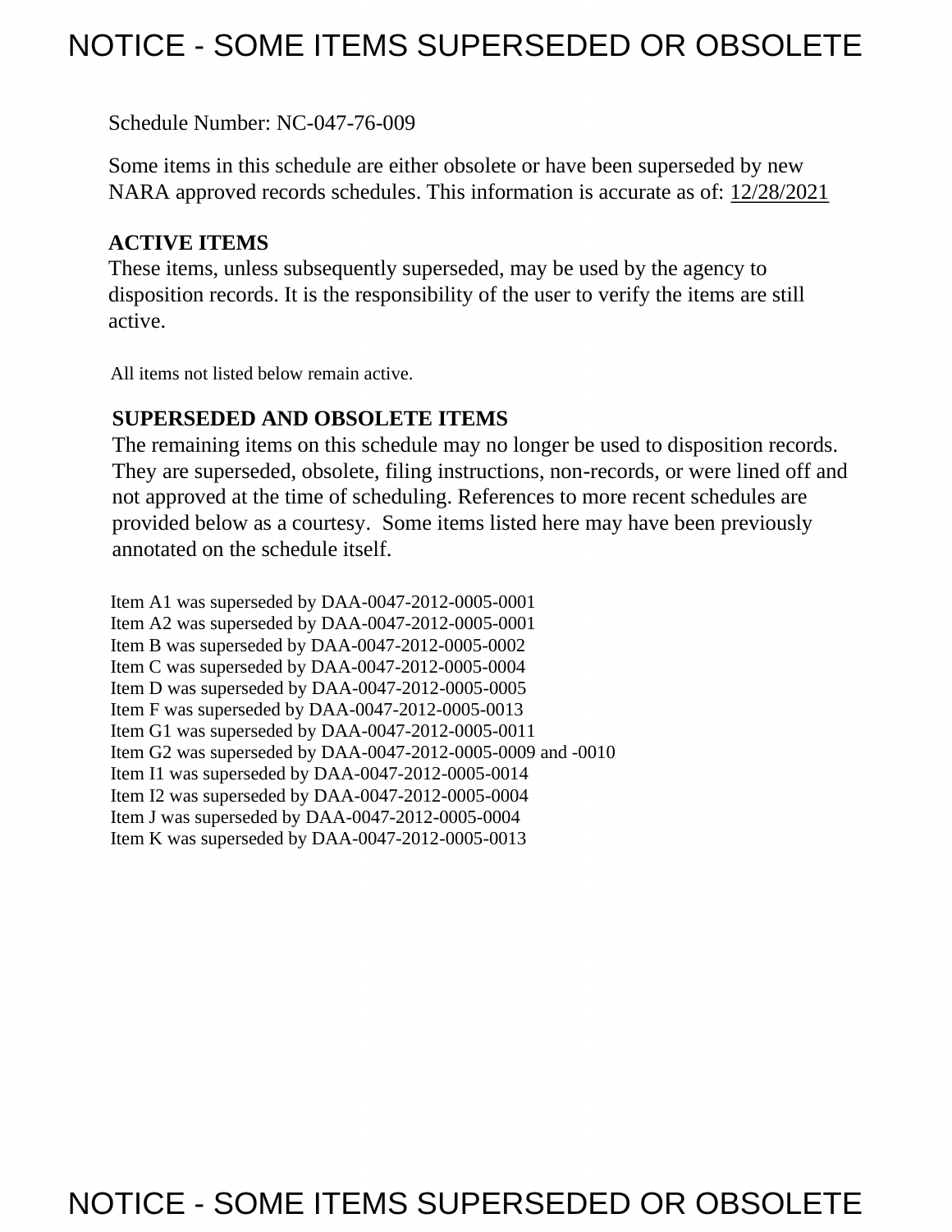# NOTICE - SOME ITEMS SUPERSEDED OR OBSOLETE

Schedule Number: NC-047-76-009

Some items in this schedule are either obsolete or have been superseded by new NARA approved records schedules. This information is accurate as of: 12/28/2021

**ACTIVE ITEMS**
These items, unless subsequently superseded, may be used by the agency to disposition records. It is the responsibility of the user to verify the items are still active.

All items not listed below remain active.

**SUPERSEDED AND OBSOLETE ITEMS**
The remaining items on this schedule may no longer be used to disposition records. They are superseded, obsolete, filing instructions, non-records, or were lined off and not approved at the time of scheduling. References to more recent schedules are provided below as a courtesy. Some items listed here may have been previously annotated on the schedule itself.

Item A1 was superseded by DAA-0047-2012-0005-0001
Item A2 was superseded by DAA-0047-2012-0005-0001
Item B was superseded by DAA-0047-2012-0005-0002
Item C was superseded by DAA-0047-2012-0005-0004
Item D was superseded by DAA-0047-2012-0005-0005
Item F was superseded by DAA-0047-2012-0005-0013
Item G1 was superseded by DAA-0047-2012-0005-0011
Item G2 was superseded by DAA-0047-2012-0005-0009 and -0010
Item I1 was superseded by DAA-0047-2012-0005-0014
Item I2 was superseded by DAA-0047-2012-0005-0004
Item J was superseded by DAA-0047-2012-0005-0004
Item K was superseded by DAA-0047-2012-0005-0013

NOTICE - SOME ITEMS SUPERSEDED OR OBSOLETE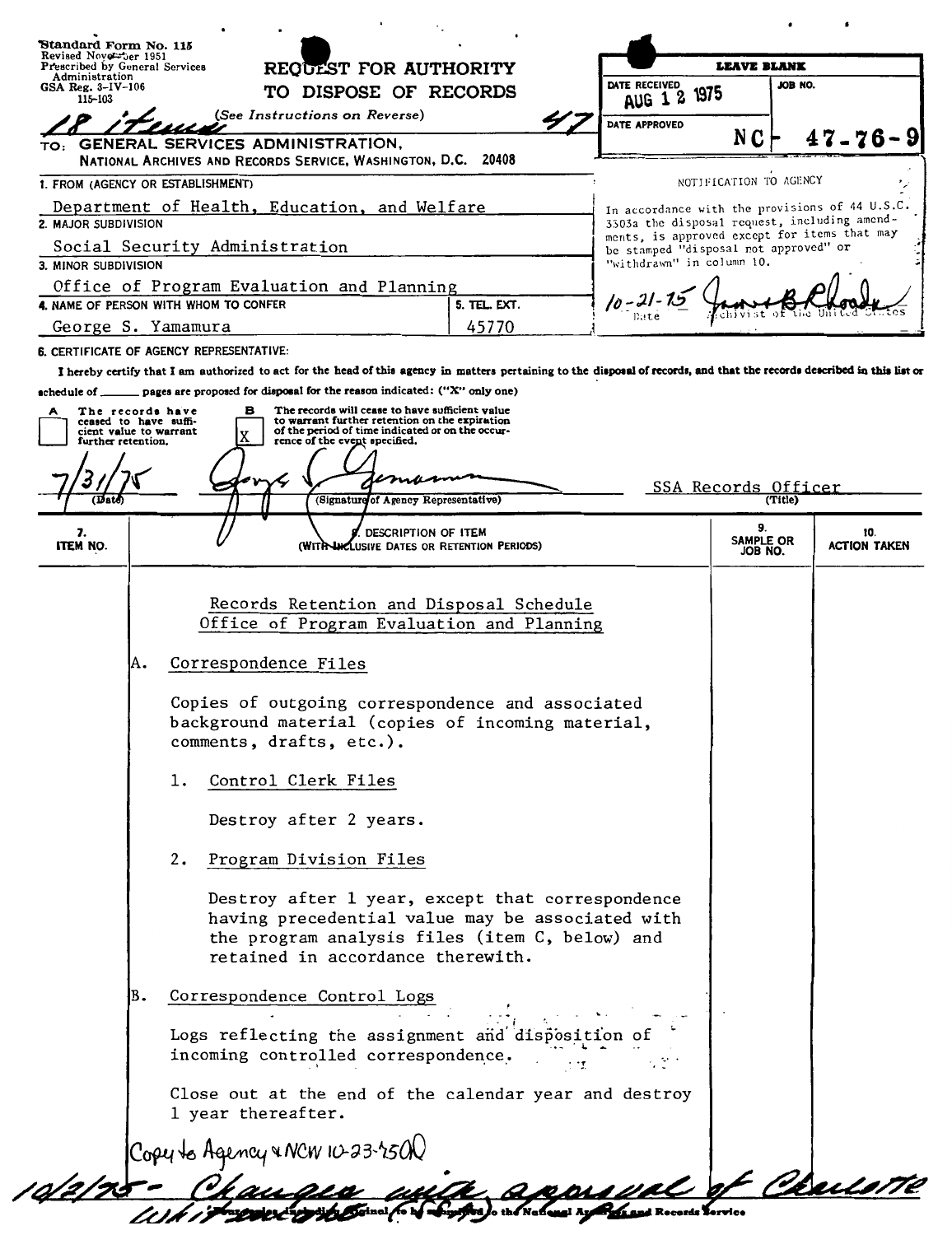Standard Form No. 115
Revised November 1951
Prescribed by General Services Administration
GSA Reg. 3-IV-106
115-103

# REQUEST FOR AUTHORITY TO DISPOSE OF RECORDS

(See Instructions on Reverse)

18 items 47

| LEAVE BLANK | |
|---|---|
| DATE RECEIVED AUG 12 1975 | JOB NO. |
| DATE APPROVED | NC - 47-76-9 |

TO: GENERAL SERVICES ADMINISTRATION, NATIONAL ARCHIVES AND RECORDS SERVICE, WASHINGTON, D.C. 20408

1. FROM (AGENCY OR ESTABLISHMENT)
Department of Health, Education, and Welfare

2. MAJOR SUBDIVISION
Social Security Administration

3. MINOR SUBDIVISION
Office of Program Evaluation and Planning

4. NAME OF PERSON WITH WHOM TO CONFER
George S. Yamamura

5. TEL. EXT.
45770

NOTIFICATION TO AGENCY

In accordance with the provisions of 44 U.S.C. 3303a the disposal request, including amendments, is approved except for items that may be stamped "disposal not approved" or "withdrawn" in column 10.

10-21-75 James B Rhoads
Date Archivist of the United States

6. CERTIFICATE OF AGENCY REPRESENTATIVE:

I hereby certify that I am authorized to act for the head of this agency in matters pertaining to the disposal of records, and that the records described in this list or schedule of ______ pages are proposed for disposal for the reason indicated: ("X" only one)

A [ ] The records have ceased to have sufficient value to warrant further retention.

B [X] The records will cease to have sufficient value to warrant further retention on the expiration of the period of time indicated or on the occurrence of the event specified.

7/31/75 (Date) — George S. Yamamura (Signature of Agency Representative) — SSA Records Officer (Title)

| 7. ITEM NO. | 8. DESCRIPTION OF ITEM (WITH INCLUSIVE DATES OR RETENTION PERIODS) | 9. SAMPLE OR JOB NO. | 10. ACTION TAKEN |
|---|---|---|---|

Records Retention and Disposal Schedule
Office of Program Evaluation and Planning

A. Correspondence Files

Copies of outgoing correspondence and associated background material (copies of incoming material, comments, drafts, etc.).

1. Control Clerk Files

   Destroy after 2 years.

2. Program Division Files

   Destroy after 1 year, except that correspondence having precedential value may be associated with the program analysis files (item C, below) and retained in accordance therewith.

B. Correspondence Control Logs

Logs reflecting the assignment and disposition of incoming controlled correspondence.

Close out at the end of the calendar year and destroy 1 year thereafter.

Copy to Agency & NCW 10-23-75

10/2/75 - Changes with approval of Charlotte Whitmore (SSA)

Four copies, including original, to be submitted to the National Archives and Records Service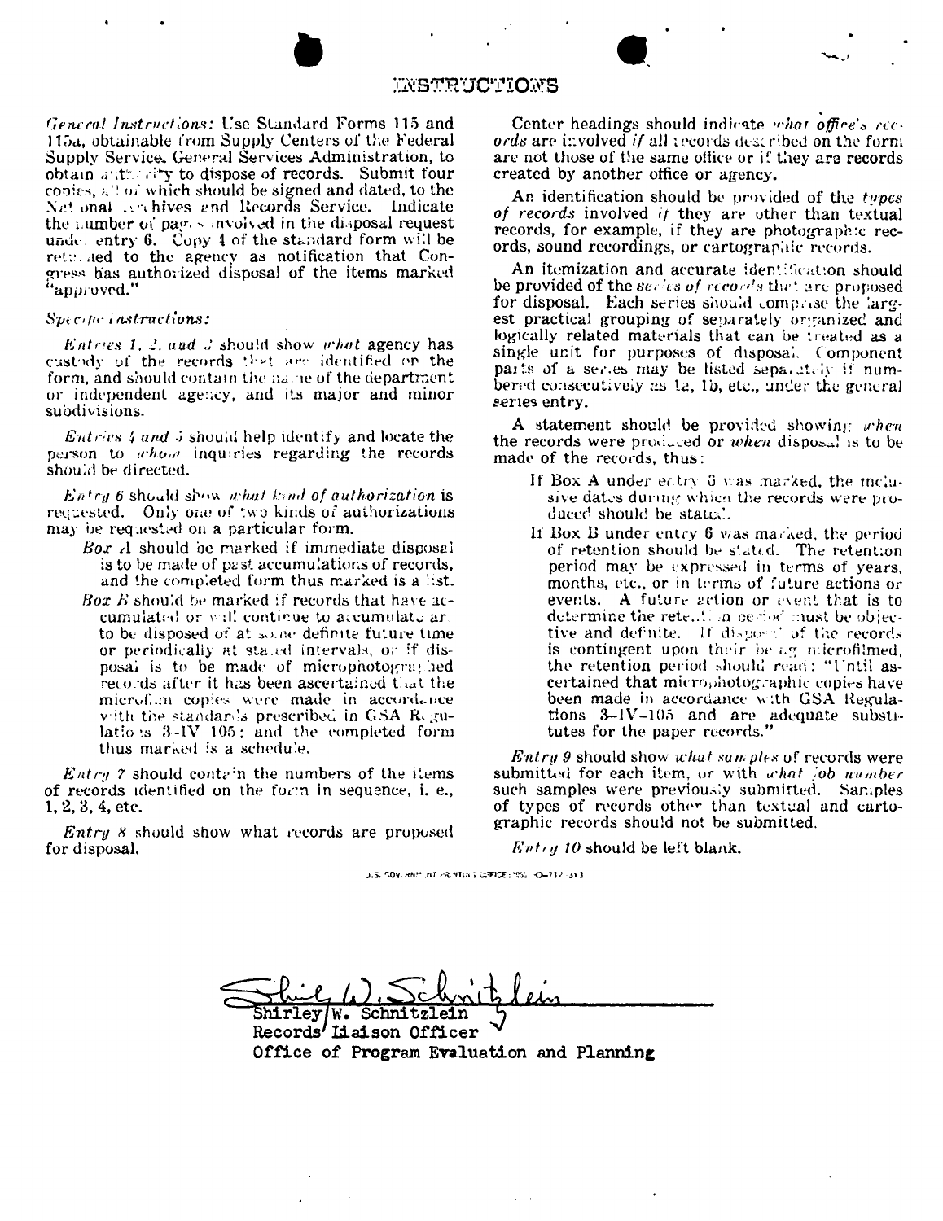# INSTRUCTIONS

*General Instructions:* Use Standard Forms 115 and 115a, obtainable from Supply Centers of the Federal Supply Service, General Services Administration, to obtain authority to dispose of records. Submit four copies, all of which should be signed and dated, to the National Archives and Records Service. Indicate the number of pages involved in the disposal request under entry 6. Copy 4 of the standard form will be returned to the agency as notification that Congress has authorized disposal of the items marked "approved."

*Specific instructions:*

*Entries 1, 2, and 3* should show *what* agency has custody of the records that are identified on the form, and should contain the name of the department or independent agency, and its major and minor subdivisions.

*Entries 4 and 5* should help identify and locate the person to *whom* inquiries regarding the records should be directed.

*Entry 6* should show *what kind of authorization* is requested. Only one of two kinds of authorizations may be requested on a particular form.

- *Box A* should be marked if immediate disposal is to be made of past accumulations of records, and the completed form thus marked is a list.
- *Box B* should be marked if records that have accumulated or will continue to accumulate are to be disposed of at some definite future time or periodically at stated intervals, or if disposal is to be made of microphotographed records after it has been ascertained that the microfilm copies were made in accordance with the standards prescribed in GSA Regulations 3-IV 105; and the completed form thus marked is a schedule.

*Entry 7* should contain the numbers of the items of records identified on the form in sequence, i. e., 1, 2, 3, 4, etc.

*Entry 8* should show what records are proposed for disposal.

Center headings should indicate *what office's records* are involved *if* all records described on the form are not those of the same office or if they are records created by another office or agency.

An identification should be provided of the *types of records* involved *if* they are other than textual records, for example, if they are photographic records, sound recordings, or cartographic records.

An itemization and accurate identification should be provided of the *series of records* that are proposed for disposal. Each series should comprise the largest practical grouping of separately organized and logically related materials that can be treated as a single unit for purposes of disposal. Component parts of a series may be listed separately if numbered consecutively as 1a, 1b, etc., under the general series entry.

A statement should be provided showing *when* the records were produced or *when* disposal is to be made of the records, thus:

- If Box A under entry 6 was marked, the inclusive dates during which the records were produced should be stated.
- If Box B under entry 6 was marked, the period of retention should be stated. The retention period may be expressed in terms of years, months, etc., or in terms of future actions or events. A future action or event that is to determine the retention period must be objective and definite. If disposal of the records is contingent upon their being microfilmed, the retention period should read: "Until ascertained that microphotographic copies have been made in accordance with GSA Regulations 3-IV-105 and are adequate substitutes for the paper records."

*Entry 9* should show *what samples* of records were submitted for each item, or with *what job number* such samples were previously submitted. Samples of types of records other than textual and cartographic records should not be submitted.

*Entry 10* should be left blank.

U.S. GOVERNMENT PRINTING OFFICE : 1956 O-712-313

Shirley W. Schnitzlein
Records Liaison Officer
Office of Program Evaluation and Planning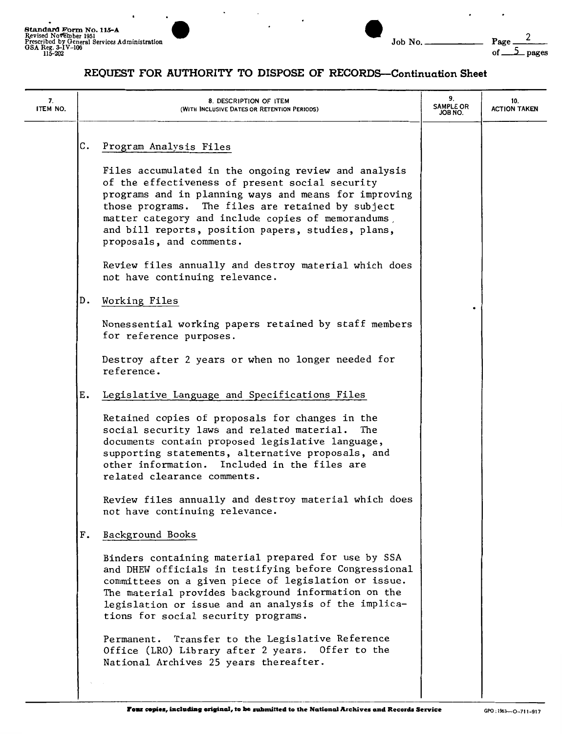Standard Form No. 115-A
Revised November 1951
Prescribed by General Services Administration
GSA Reg. 3-IV-106
115-202

Job No. ______ Page 2 of 5 pages

## REQUEST FOR AUTHORITY TO DISPOSE OF RECORDS—Continuation Sheet

| 7. ITEM NO. | 8. DESCRIPTION OF ITEM (WITH INCLUSIVE DATES OR RETENTION PERIODS) | 9. SAMPLE OR JOB NO. | 10. ACTION TAKEN |
|---|---|---|---|

C. Program Analysis Files

Files accumulated in the ongoing review and analysis of the effectiveness of present social security programs and in planning ways and means for improving those programs. The files are retained by subject matter category and include copies of memorandums, and bill reports, position papers, studies, plans, proposals, and comments.

Review files annually and destroy material which does not have continuing relevance.

D. Working Files

Nonessential working papers retained by staff members for reference purposes.

Destroy after 2 years or when no longer needed for reference.

E. Legislative Language and Specifications Files

Retained copies of proposals for changes in the social security laws and related material. The documents contain proposed legislative language, supporting statements, alternative proposals, and other information. Included in the files are related clearance comments.

Review files annually and destroy material which does not have continuing relevance.

F. Background Books

Binders containing material prepared for use by SSA and DHEW officials in testifying before Congressional committees on a given piece of legislation or issue. The material provides background information on the legislation or issue and an analysis of the implications for social security programs.

Permanent. Transfer to the Legislative Reference Office (LRO) Library after 2 years. Offer to the National Archives 25 years thereafter.

**Four copies, including original, to be submitted to the National Archives and Records Service**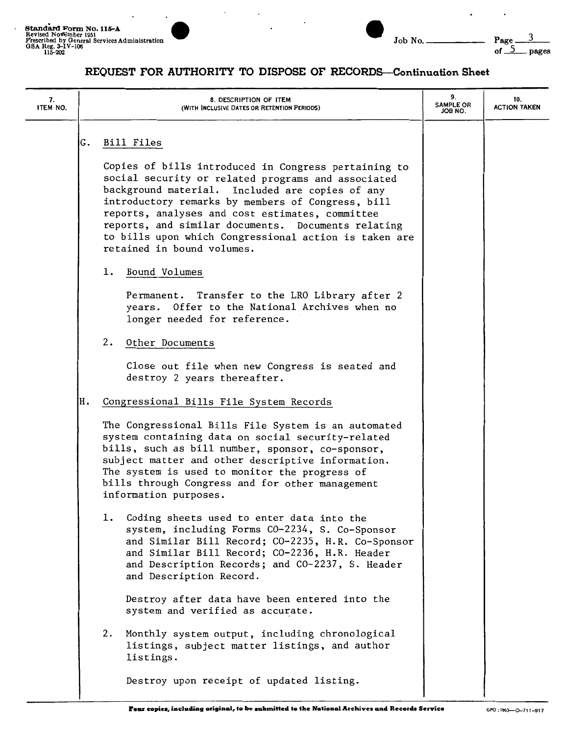Standard Form No. 115-A
Revised November 1951
Prescribed by General Services Administration
GSA Reg. 3-IV-106
115-202

Job No. ______

## REQUEST FOR AUTHORITY TO DISPOSE OF RECORDS—Continuation Sheet

| 7. ITEM NO. | 8. DESCRIPTION OF ITEM (WITH INCLUSIVE DATES OR RETENTION PERIODS) | 9. SAMPLE OR JOB NO. | 10. ACTION TAKEN |
|---|---|---|---|

G. Bill Files

Copies of bills introduced in Congress pertaining to social security or related programs and associated background material. Included are copies of any introductory remarks by members of Congress, bill reports, analyses and cost estimates, committee reports, and similar documents. Documents relating to bills upon which Congressional action is taken are retained in bound volumes.

1. Bound Volumes

   Permanent. Transfer to the LRO Library after 2 years. Offer to the National Archives when no longer needed for reference.

2. Other Documents

   Close out file when new Congress is seated and destroy 2 years thereafter.

H. Congressional Bills File System Records

The Congressional Bills File System is an automated system containing data on social security-related bills, such as bill number, sponsor, co-sponsor, subject matter and other descriptive information. The system is used to monitor the progress of bills through Congress and for other management information purposes.

1. Coding sheets used to enter data into the system, including Forms CO-2234, S. Co-Sponsor and Similar Bill Record; CO-2235, H.R. Co-Sponsor and Similar Bill Record; CO-2236, H.R. Header and Description Records; and CO-2237, S. Header and Description Record.

   Destroy after data have been entered into the system and verified as accurate.

2. Monthly system output, including chronological listings, subject matter listings, and author listings.

   Destroy upon receipt of updated listing.

Four copies, including original, to be submitted to the National Archives and Records Service

GPO : 1963—O-711-917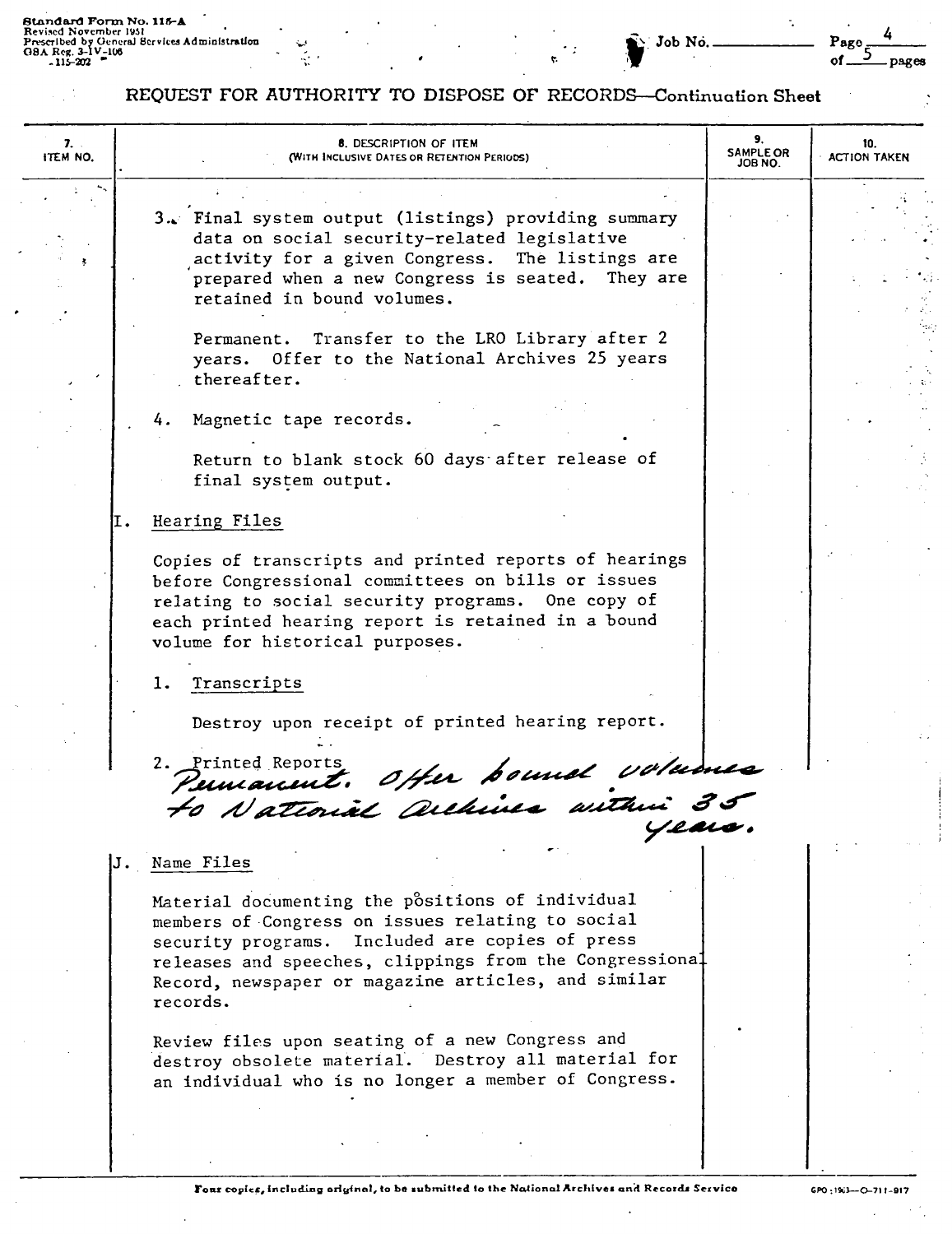Standard Form No. 115-A
Revised November 1951
Prescribed by General Services Administration
GSA Reg. 3-IV-106
115-202

Job No. ______ Page 4 of 5 pages

# REQUEST FOR AUTHORITY TO DISPOSE OF RECORDS—Continuation Sheet

| 7. ITEM NO. | 8. DESCRIPTION OF ITEM (WITH INCLUSIVE DATES OR RETENTION PERIODS) | 9. SAMPLE OR JOB NO. | 10. ACTION TAKEN |
|---|---|---|---|

3. Final system output (listings) providing summary data on social security-related legislative activity for a given Congress. The listings are prepared when a new Congress is seated. They are retained in bound volumes.

   Permanent. Transfer to the LRO Library after 2 years. Offer to the National Archives 25 years thereafter.

4. Magnetic tape records.

   Return to blank stock 60 days after release of final system output.

I. Hearing Files

Copies of transcripts and printed reports of hearings before Congressional committees on bills or issues relating to social security programs. One copy of each printed hearing report is retained in a bound volume for historical purposes.

1. Transcripts

   Destroy upon receipt of printed hearing report.

2. Printed Reports

   Permanent. Offer bound volumes to National Archives within 35 years.

J. Name Files

Material documenting the positions of individual members of Congress on issues relating to social security programs. Included are copies of press releases and speeches, clippings from the Congressional Record, newspaper or magazine articles, and similar records.

Review files upon seating of a new Congress and destroy obsolete material. Destroy all material for an individual who is no longer a member of Congress.

Four copies, including original, to be submitted to the National Archives and Records Service

GPO : 1963—O-711-917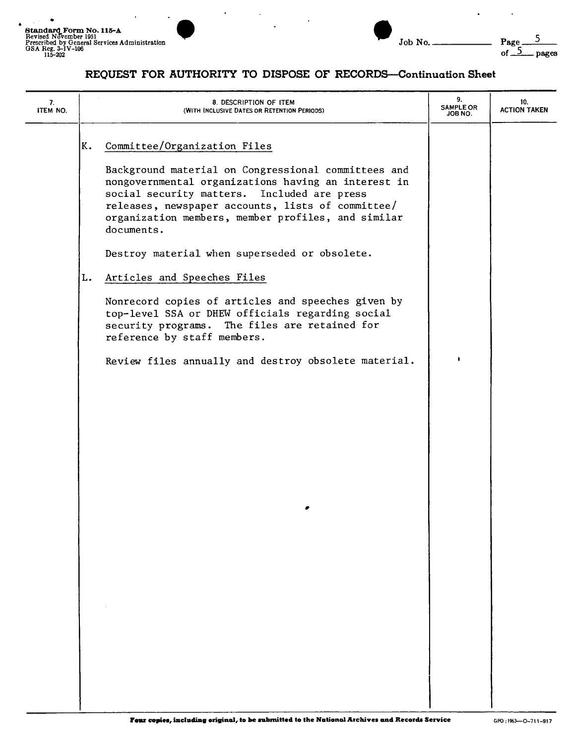Standard Form No. 115-A
Revised November 1951
Prescribed by General Services Administration
GSA Reg. 3-IV-106
115-202

Job No. ________

## REQUEST FOR AUTHORITY TO DISPOSE OF RECORDS—Continuation Sheet

| 7. ITEM NO. | 8. DESCRIPTION OF ITEM (WITH INCLUSIVE DATES OR RETENTION PERIODS) | 9. SAMPLE OR JOB NO. | 10. ACTION TAKEN |
|---|---|---|---|
| | K. Committee/Organization Files<br><br>Background material on Congressional committees and nongovernmental organizations having an interest in social security matters. Included are press releases, newspaper accounts, lists of committee/ organization members, member profiles, and similar documents.<br><br>Destroy material when superseded or obsolete. | | |
| | L. Articles and Speeches Files<br><br>Nonrecord copies of articles and speeches given by top-level SSA or DHEW officials regarding social security programs. The files are retained for reference by staff members.<br><br>Review files annually and destroy obsolete material. | | |

Four copies, including original, to be submitted to the National Archives and Records Service

GPO : 1963—O-711-917